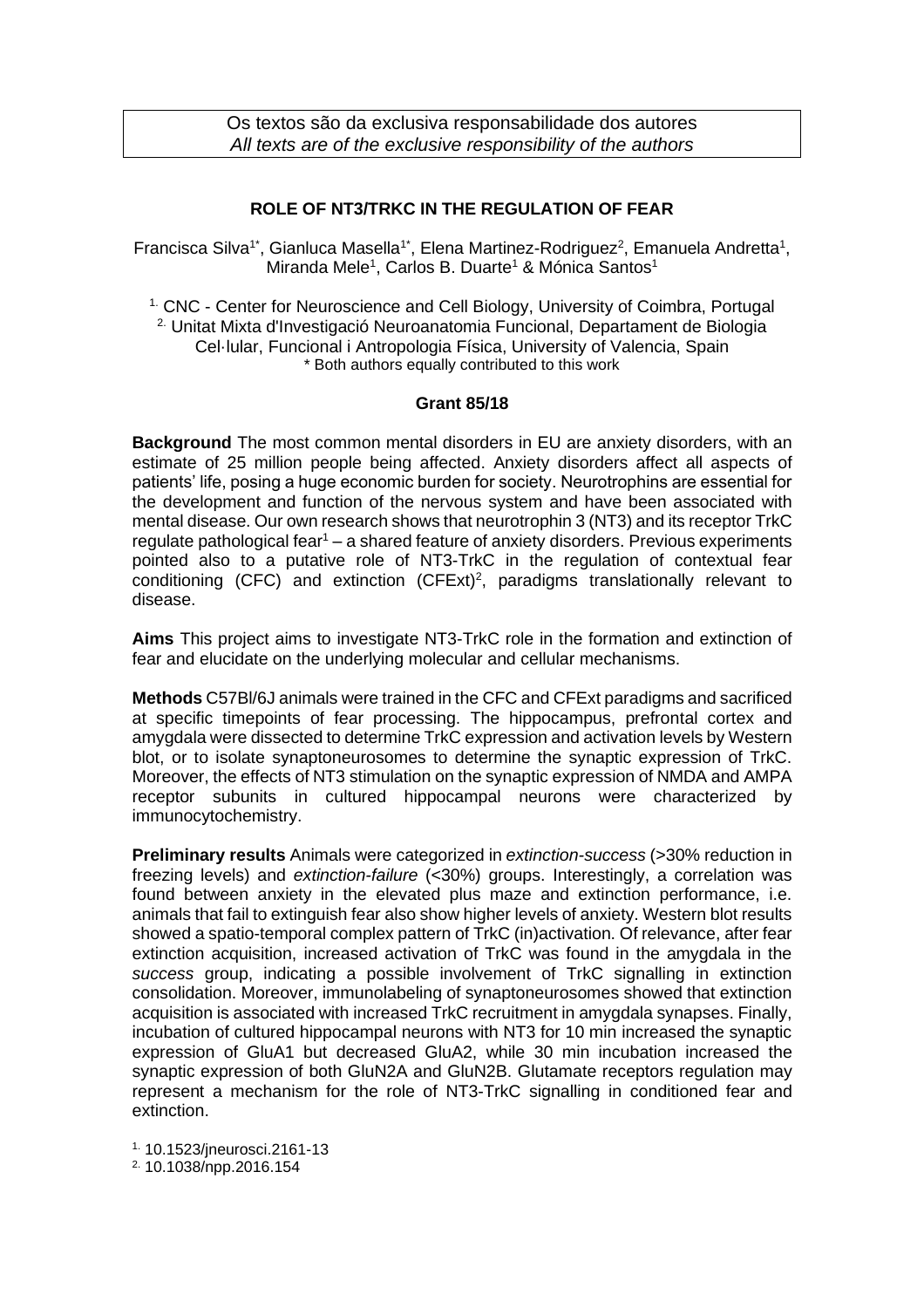Os textos são da exclusiva responsabilidade dos autores
*All texts are of the exclusive responsibility of the authors*

## ROLE OF NT3/TRKC IN THE REGULATION OF FEAR

Francisca Silva[1*], Gianluca Masella[1*], Elena Martinez-Rodriguez[2], Emanuela Andretta[1], Miranda Mele[1], Carlos B. Duarte[1] & Mónica Santos[1]

[1.] CNC - Center for Neuroscience and Cell Biology, University of Coimbra, Portugal
[2.] Unitat Mixta d'Investigació Neuroanatomia Funcional, Departament de Biologia Cel·lular, Funcional i Antropologia Física, University of Valencia, Spain
* Both authors equally contributed to this work

**Grant 85/18**

**Background** The most common mental disorders in EU are anxiety disorders, with an estimate of 25 million people being affected. Anxiety disorders affect all aspects of patients' life, posing a huge economic burden for society. Neurotrophins are essential for the development and function of the nervous system and have been associated with mental disease. Our own research shows that neurotrophin 3 (NT3) and its receptor TrkC regulate pathological fear[1] – a shared feature of anxiety disorders. Previous experiments pointed also to a putative role of NT3-TrkC in the regulation of contextual fear conditioning (CFC) and extinction (CFExt)[2], paradigms translationally relevant to disease.

**Aims** This project aims to investigate NT3-TrkC role in the formation and extinction of fear and elucidate on the underlying molecular and cellular mechanisms.

**Methods** C57Bl/6J animals were trained in the CFC and CFExt paradigms and sacrificed at specific timepoints of fear processing. The hippocampus, prefrontal cortex and amygdala were dissected to determine TrkC expression and activation levels by Western blot, or to isolate synaptoneurosomes to determine the synaptic expression of TrkC. Moreover, the effects of NT3 stimulation on the synaptic expression of NMDA and AMPA receptor subunits in cultured hippocampal neurons were characterized by immunocytochemistry.

**Preliminary results** Animals were categorized in *extinction-success* (>30% reduction in freezing levels) and *extinction-failure* (<30%) groups. Interestingly, a correlation was found between anxiety in the elevated plus maze and extinction performance, i.e. animals that fail to extinguish fear also show higher levels of anxiety. Western blot results showed a spatio-temporal complex pattern of TrkC (in)activation. Of relevance, after fear extinction acquisition, increased activation of TrkC was found in the amygdala in the *success* group, indicating a possible involvement of TrkC signalling in extinction consolidation. Moreover, immunolabeling of synaptoneurosomes showed that extinction acquisition is associated with increased TrkC recruitment in amygdala synapses. Finally, incubation of cultured hippocampal neurons with NT3 for 10 min increased the synaptic expression of GluA1 but decreased GluA2, while 30 min incubation increased the synaptic expression of both GluN2A and GluN2B. Glutamate receptors regulation may represent a mechanism for the role of NT3-TrkC signalling in conditioned fear and extinction.

[1.] 10.1523/jneurosci.2161-13
[2.] 10.1038/npp.2016.154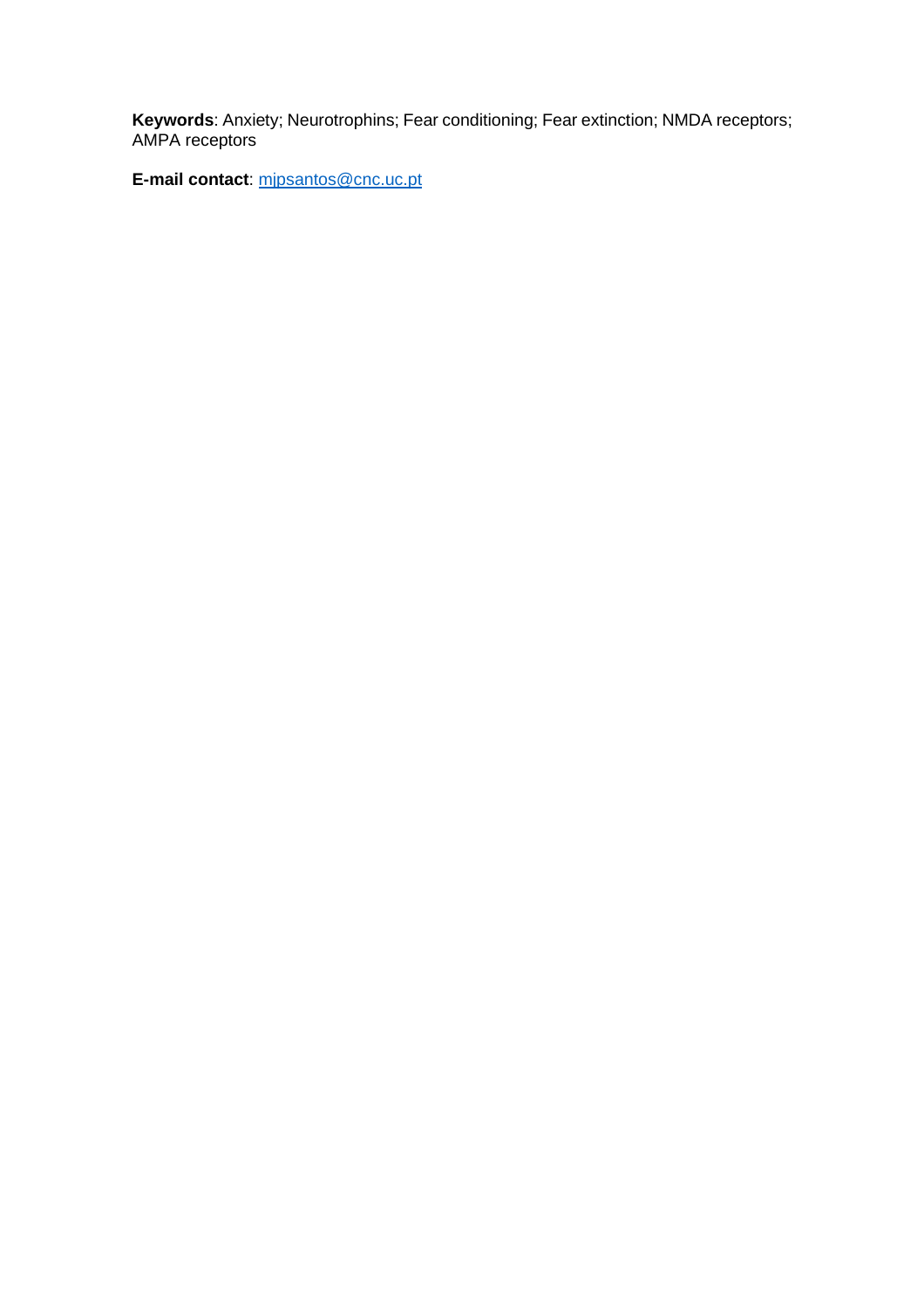**Keywords**: Anxiety; Neurotrophins; Fear conditioning; Fear extinction; NMDA receptors; AMPA receptors

**E-mail contact**: mjpsantos@cnc.uc.pt